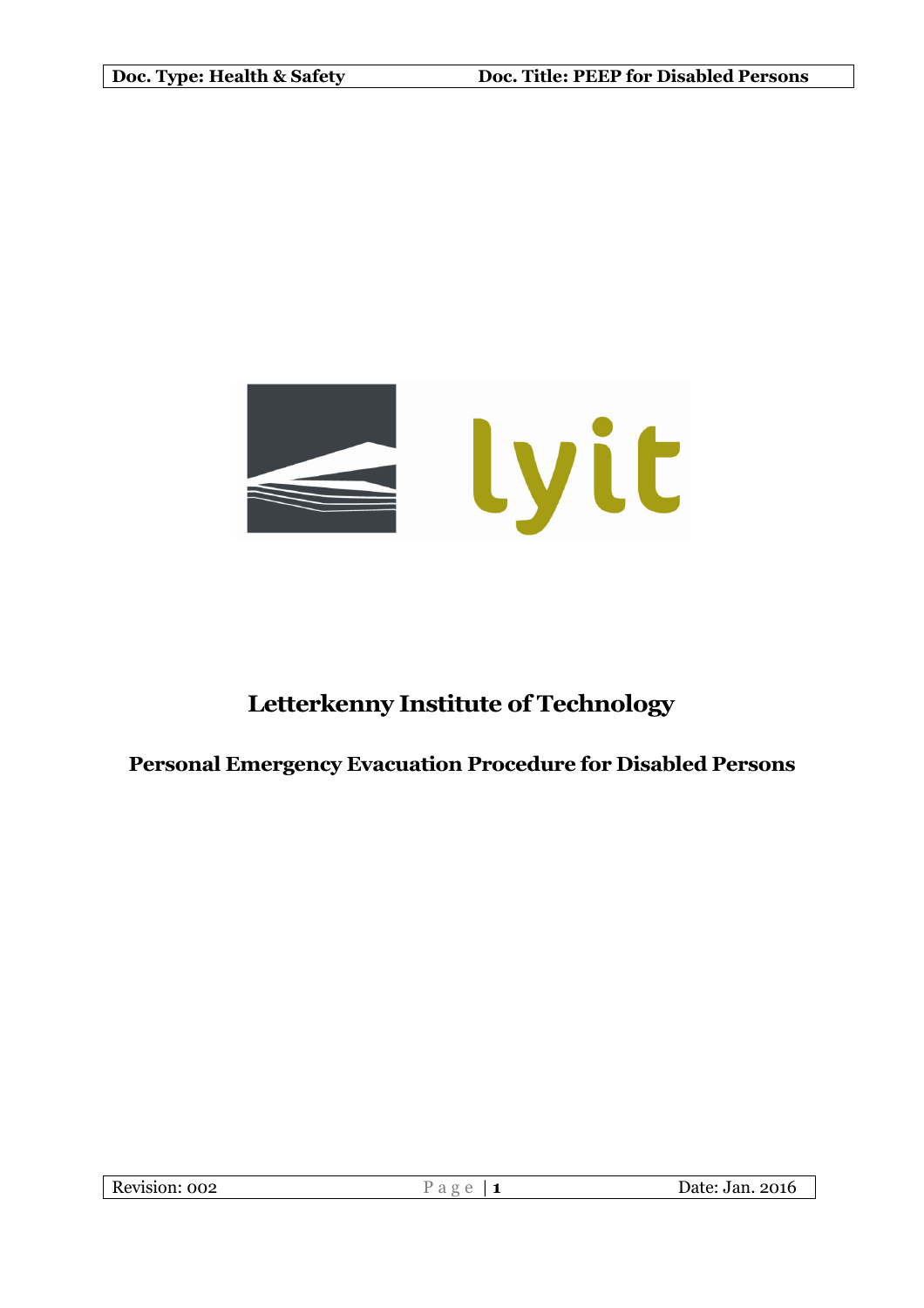# Letterkenny Institute of Technology

## Personal Emergency Evacuation Procedure for Disabled Persons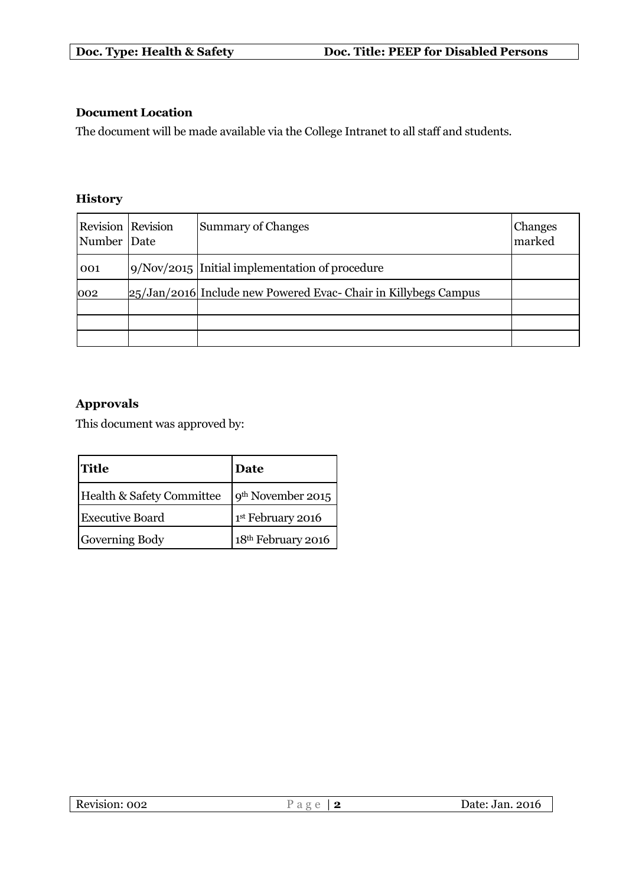**Document Location**

The document will be made available via the College Intranet to all staff and students.

**History**

| Revision Number | Revision Date | Summary of Changes | Changes marked |
|---|---|---|---|
| 001 | 9/Nov/2015 | Initial implementation of procedure | |
| 002 | 25/Jan/2016 | Include new Powered Evac- Chair in Killybegs Campus | |
| | | | |
| | | | |
| | | | |

**Approvals**

This document was approved by:

| Title | Date |
|---|---|
| Health & Safety Committee | 9th November 2015 |
| Executive Board | 1st February 2016 |
| Governing Body | 18th February 2016 |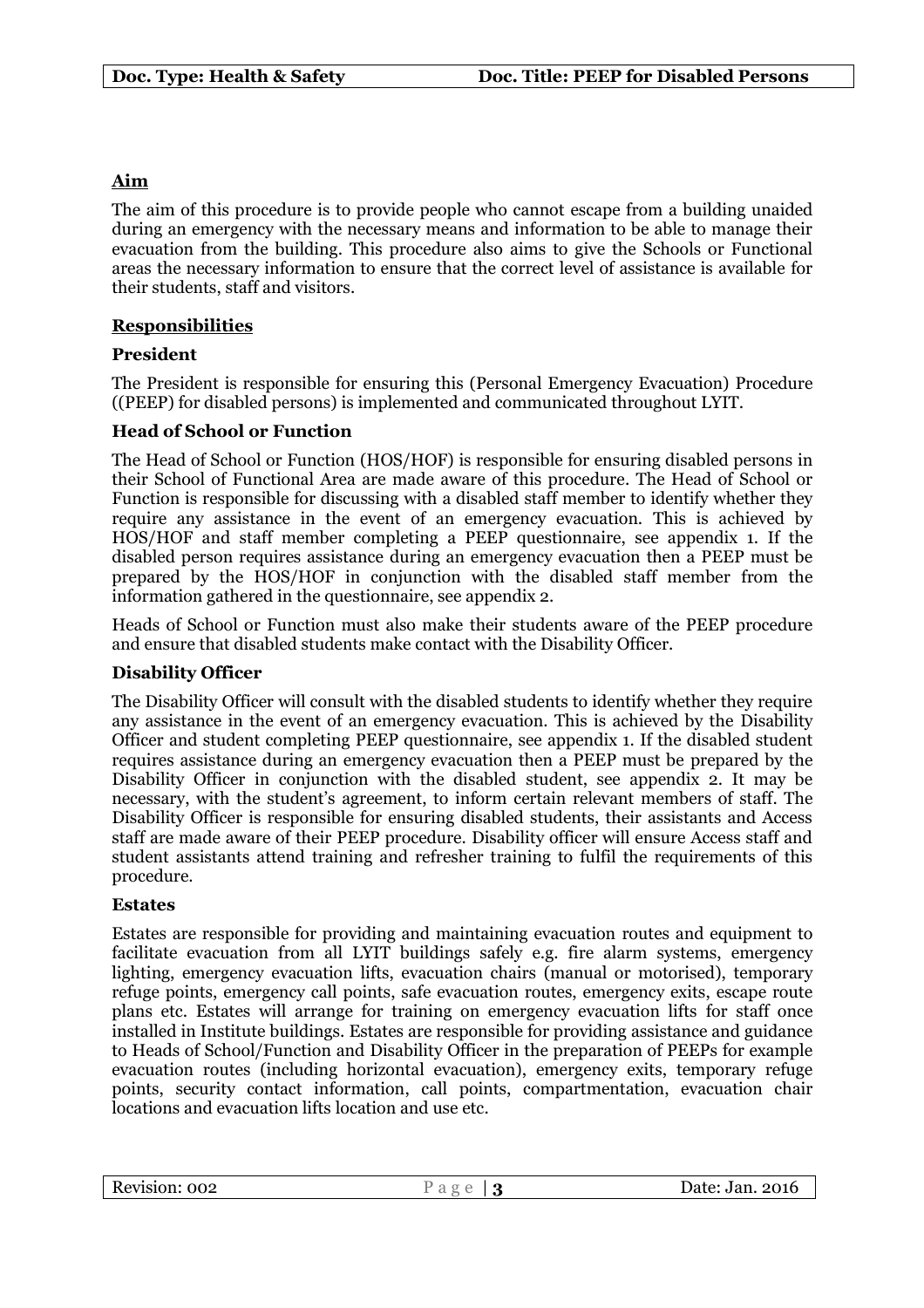## Aim

The aim of this procedure is to provide people who cannot escape from a building unaided during an emergency with the necessary means and information to be able to manage their evacuation from the building. This procedure also aims to give the Schools or Functional areas the necessary information to ensure that the correct level of assistance is available for their students, staff and visitors.

## Responsibilities

### President

The President is responsible for ensuring this (Personal Emergency Evacuation) Procedure ((PEEP) for disabled persons) is implemented and communicated throughout LYIT.

### Head of School or Function

The Head of School or Function (HOS/HOF) is responsible for ensuring disabled persons in their School of Functional Area are made aware of this procedure. The Head of School or Function is responsible for discussing with a disabled staff member to identify whether they require any assistance in the event of an emergency evacuation. This is achieved by HOS/HOF and staff member completing a PEEP questionnaire, see appendix 1. If the disabled person requires assistance during an emergency evacuation then a PEEP must be prepared by the HOS/HOF in conjunction with the disabled staff member from the information gathered in the questionnaire, see appendix 2.

Heads of School or Function must also make their students aware of the PEEP procedure and ensure that disabled students make contact with the Disability Officer.

### Disability Officer

The Disability Officer will consult with the disabled students to identify whether they require any assistance in the event of an emergency evacuation. This is achieved by the Disability Officer and student completing PEEP questionnaire, see appendix 1. If the disabled student requires assistance during an emergency evacuation then a PEEP must be prepared by the Disability Officer in conjunction with the disabled student, see appendix 2. It may be necessary, with the student's agreement, to inform certain relevant members of staff. The Disability Officer is responsible for ensuring disabled students, their assistants and Access staff are made aware of their PEEP procedure. Disability officer will ensure Access staff and student assistants attend training and refresher training to fulfil the requirements of this procedure.

### Estates

Estates are responsible for providing and maintaining evacuation routes and equipment to facilitate evacuation from all LYIT buildings safely e.g. fire alarm systems, emergency lighting, emergency evacuation lifts, evacuation chairs (manual or motorised), temporary refuge points, emergency call points, safe evacuation routes, emergency exits, escape route plans etc. Estates will arrange for training on emergency evacuation lifts for staff once installed in Institute buildings. Estates are responsible for providing assistance and guidance to Heads of School/Function and Disability Officer in the preparation of PEEPs for example evacuation routes (including horizontal evacuation), emergency exits, temporary refuge points, security contact information, call points, compartmentation, evacuation chair locations and evacuation lifts location and use etc.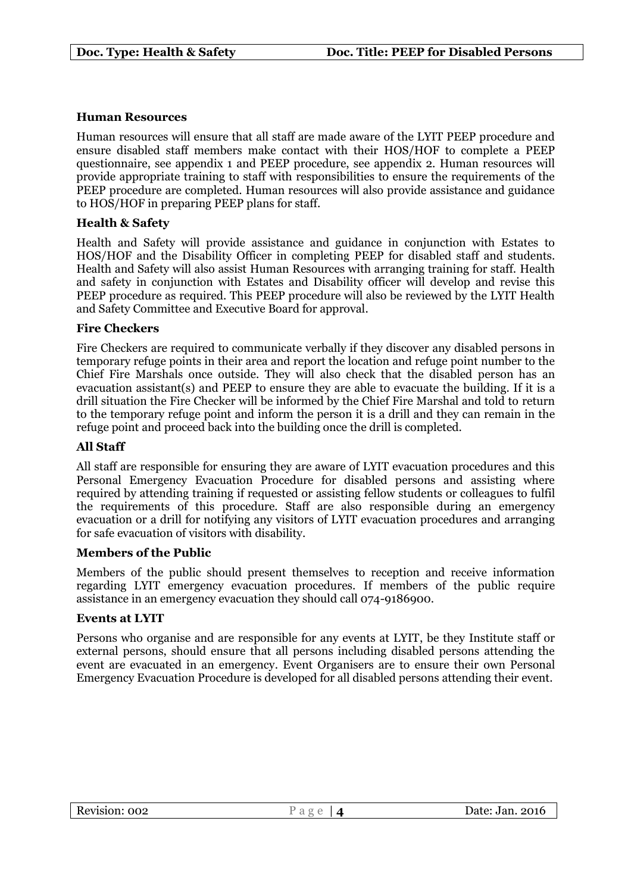**Human Resources**

Human resources will ensure that all staff are made aware of the LYIT PEEP procedure and ensure disabled staff members make contact with their HOS/HOF to complete a PEEP questionnaire, see appendix 1 and PEEP procedure, see appendix 2. Human resources will provide appropriate training to staff with responsibilities to ensure the requirements of the PEEP procedure are completed. Human resources will also provide assistance and guidance to HOS/HOF in preparing PEEP plans for staff.

**Health & Safety**

Health and Safety will provide assistance and guidance in conjunction with Estates to HOS/HOF and the Disability Officer in completing PEEP for disabled staff and students. Health and Safety will also assist Human Resources with arranging training for staff. Health and safety in conjunction with Estates and Disability officer will develop and revise this PEEP procedure as required. This PEEP procedure will also be reviewed by the LYIT Health and Safety Committee and Executive Board for approval.

**Fire Checkers**

Fire Checkers are required to communicate verbally if they discover any disabled persons in temporary refuge points in their area and report the location and refuge point number to the Chief Fire Marshals once outside. They will also check that the disabled person has an evacuation assistant(s) and PEEP to ensure they are able to evacuate the building. If it is a drill situation the Fire Checker will be informed by the Chief Fire Marshal and told to return to the temporary refuge point and inform the person it is a drill and they can remain in the refuge point and proceed back into the building once the drill is completed.

**All Staff**

All staff are responsible for ensuring they are aware of LYIT evacuation procedures and this Personal Emergency Evacuation Procedure for disabled persons and assisting where required by attending training if requested or assisting fellow students or colleagues to fulfil the requirements of this procedure. Staff are also responsible during an emergency evacuation or a drill for notifying any visitors of LYIT evacuation procedures and arranging for safe evacuation of visitors with disability.

**Members of the Public**

Members of the public should present themselves to reception and receive information regarding LYIT emergency evacuation procedures. If members of the public require assistance in an emergency evacuation they should call 074-9186900.

**Events at LYIT**

Persons who organise and are responsible for any events at LYIT, be they Institute staff or external persons, should ensure that all persons including disabled persons attending the event are evacuated in an emergency. Event Organisers are to ensure their own Personal Emergency Evacuation Procedure is developed for all disabled persons attending their event.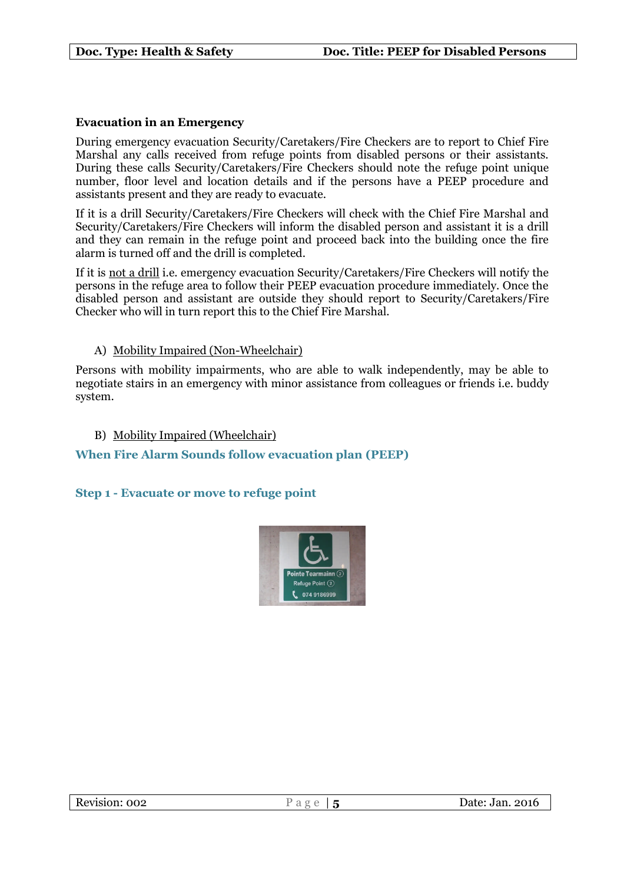**Evacuation in an Emergency**

During emergency evacuation Security/Caretakers/Fire Checkers are to report to Chief Fire Marshal any calls received from refuge points from disabled persons or their assistants. During these calls Security/Caretakers/Fire Checkers should note the refuge point unique number, floor level and location details and if the persons have a PEEP procedure and assistants present and they are ready to evacuate.

If it is a drill Security/Caretakers/Fire Checkers will check with the Chief Fire Marshal and Security/Caretakers/Fire Checkers will inform the disabled person and assistant it is a drill and they can remain in the refuge point and proceed back into the building once the fire alarm is turned off and the drill is completed.

If it is <u>not a drill</u> i.e. emergency evacuation Security/Caretakers/Fire Checkers will notify the persons in the refuge area to follow their PEEP evacuation procedure immediately. Once the disabled person and assistant are outside they should report to Security/Caretakers/Fire Checker who will in turn report this to the Chief Fire Marshal.

A) <u>Mobility Impaired (Non-Wheelchair)</u>

Persons with mobility impairments, who are able to walk independently, may be able to negotiate stairs in an emergency with minor assistance from colleagues or friends i.e. buddy system.

B) <u>Mobility Impaired (Wheelchair)</u>

## When Fire Alarm Sounds follow evacuation plan (PEEP)

## Step 1 - Evacuate or move to refuge point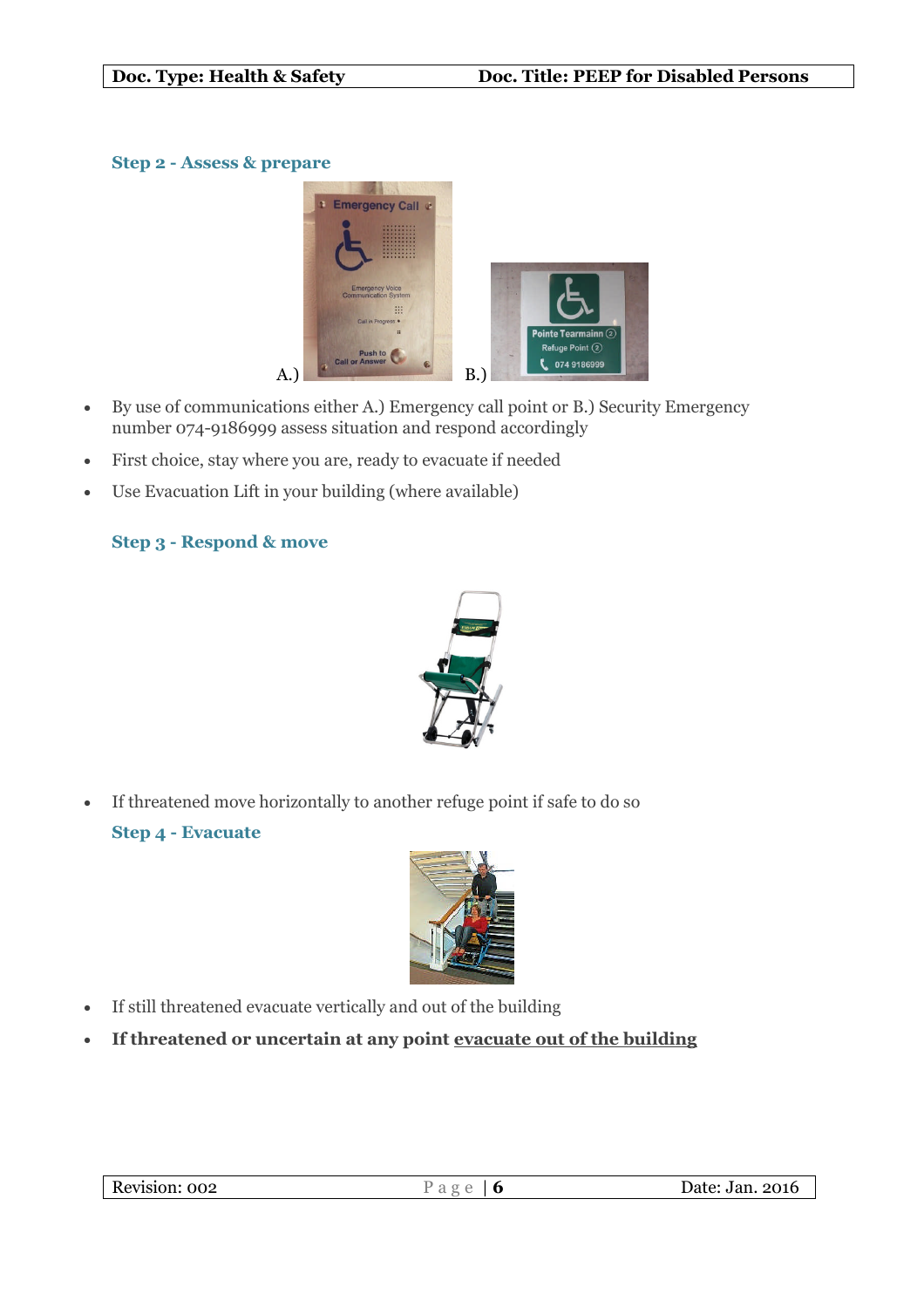### Step 2 - Assess & prepare

A.) B.)

- By use of communications either A.) Emergency call point or B.) Security Emergency number 074-9186999 assess situation and respond accordingly
- First choice, stay where you are, ready to evacuate if needed
- Use Evacuation Lift in your building (where available)

### Step 3 - Respond & move

- If threatened move horizontally to another refuge point if safe to do so

### Step 4 - Evacuate

- If still threatened evacuate vertically and out of the building
- **If threatened or uncertain at any point evacuate out of the building**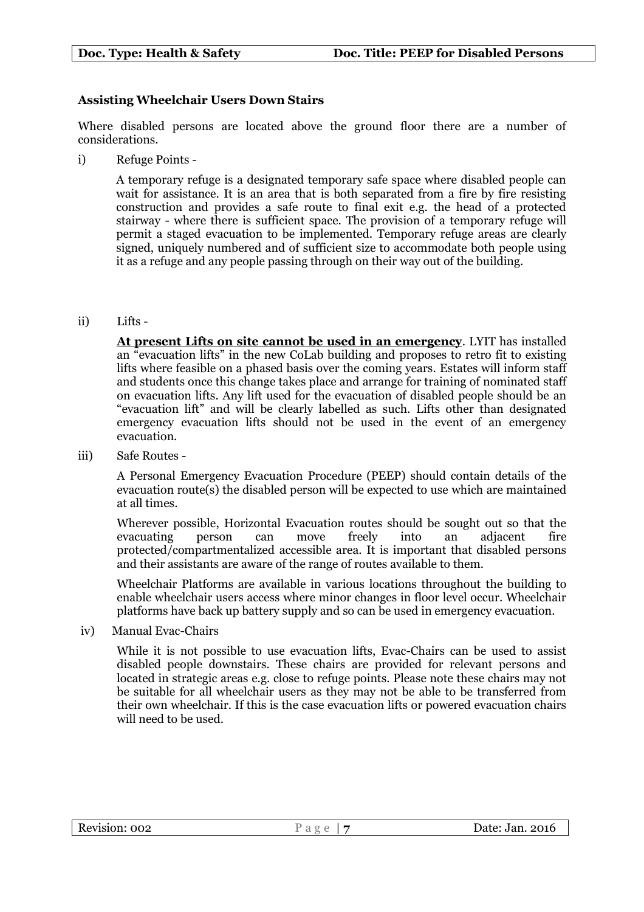**Assisting Wheelchair Users Down Stairs**

Where disabled persons are located above the ground floor there are a number of considerations.

i) Refuge Points -

A temporary refuge is a designated temporary safe space where disabled people can wait for assistance. It is an area that is both separated from a fire by fire resisting construction and provides a safe route to final exit e.g. the head of a protected stairway - where there is sufficient space. The provision of a temporary refuge will permit a staged evacuation to be implemented. Temporary refuge areas are clearly signed, uniquely numbered and of sufficient size to accommodate both people using it as a refuge and any people passing through on their way out of the building.

ii) Lifts -

**<u>At present Lifts on site cannot be used in an emergency</u>**. LYIT has installed an "evacuation lifts" in the new CoLab building and proposes to retro fit to existing lifts where feasible on a phased basis over the coming years. Estates will inform staff and students once this change takes place and arrange for training of nominated staff on evacuation lifts. Any lift used for the evacuation of disabled people should be an "evacuation lift" and will be clearly labelled as such. Lifts other than designated emergency evacuation lifts should not be used in the event of an emergency evacuation.

iii) Safe Routes -

A Personal Emergency Evacuation Procedure (PEEP) should contain details of the evacuation route(s) the disabled person will be expected to use which are maintained at all times.

Wherever possible, Horizontal Evacuation routes should be sought out so that the evacuating person can move freely into an adjacent fire protected/compartmentalized accessible area. It is important that disabled persons and their assistants are aware of the range of routes available to them.

Wheelchair Platforms are available in various locations throughout the building to enable wheelchair users access where minor changes in floor level occur. Wheelchair platforms have back up battery supply and so can be used in emergency evacuation.

iv) Manual Evac-Chairs

While it is not possible to use evacuation lifts, Evac-Chairs can be used to assist disabled people downstairs. These chairs are provided for relevant persons and located in strategic areas e.g. close to refuge points. Please note these chairs may not be suitable for all wheelchair users as they may not be able to be transferred from their own wheelchair. If this is the case evacuation lifts or powered evacuation chairs will need to be used.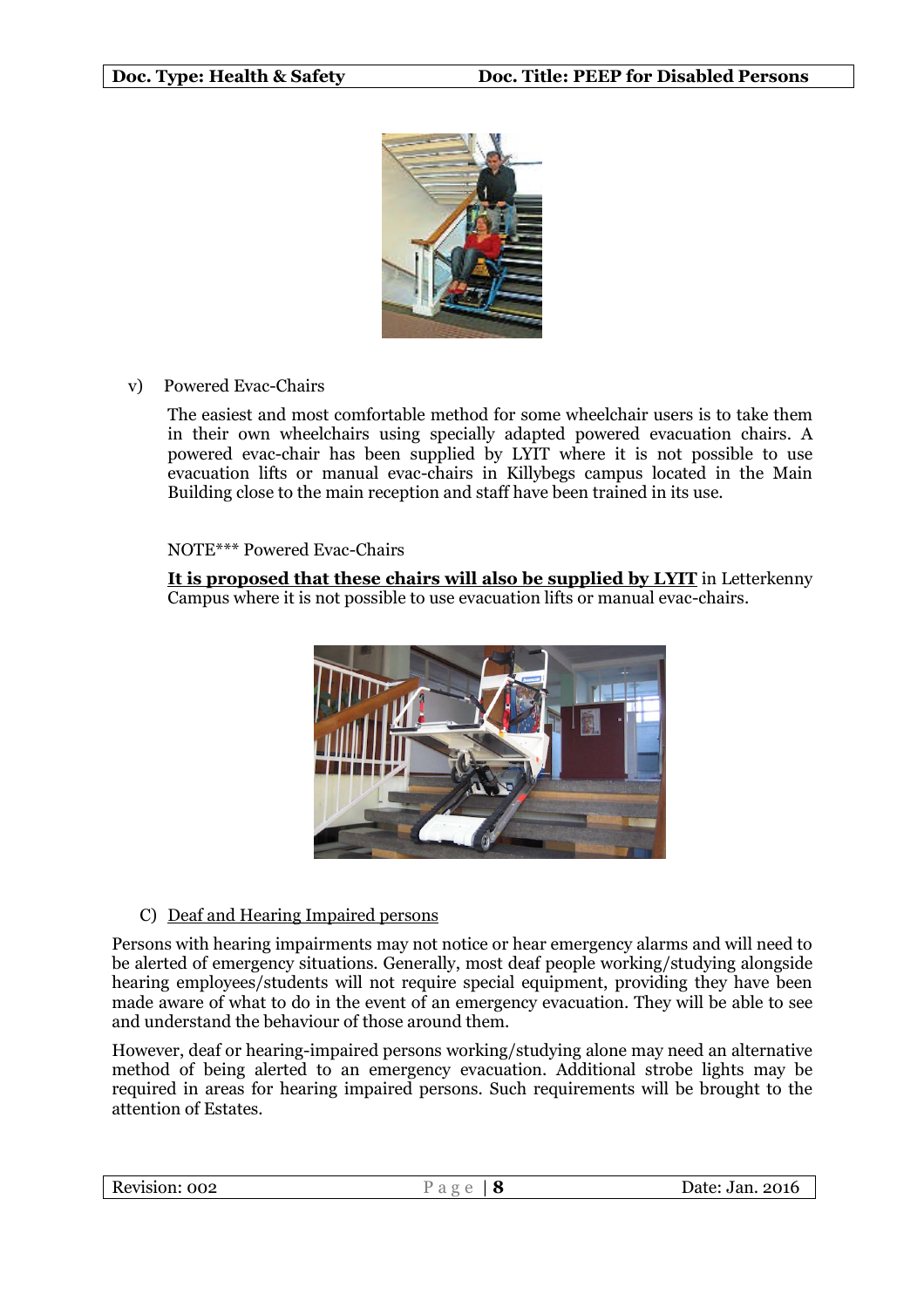v) Powered Evac-Chairs

The easiest and most comfortable method for some wheelchair users is to take them in their own wheelchairs using specially adapted powered evacuation chairs. A powered evac-chair has been supplied by LYIT where it is not possible to use evacuation lifts or manual evac-chairs in Killybegs campus located in the Main Building close to the main reception and staff have been trained in its use.

NOTE*** Powered Evac-Chairs

**<u>It is proposed that these chairs will also be supplied by LYIT</u>** in Letterkenny Campus where it is not possible to use evacuation lifts or manual evac-chairs.

C) <u>Deaf and Hearing Impaired persons</u>

Persons with hearing impairments may not notice or hear emergency alarms and will need to be alerted of emergency situations. Generally, most deaf people working/studying alongside hearing employees/students will not require special equipment, providing they have been made aware of what to do in the event of an emergency evacuation. They will be able to see and understand the behaviour of those around them.

However, deaf or hearing-impaired persons working/studying alone may need an alternative method of being alerted to an emergency evacuation. Additional strobe lights may be required in areas for hearing impaired persons. Such requirements will be brought to the attention of Estates.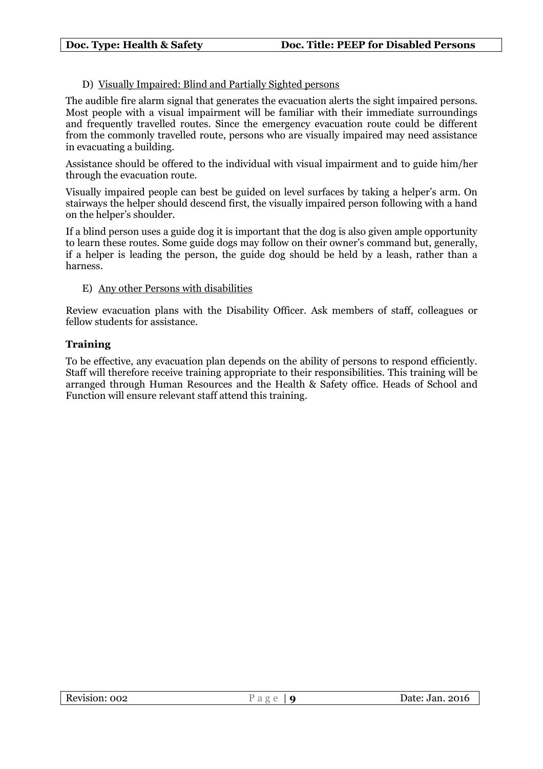D) <u>Visually Impaired: Blind and Partially Sighted persons</u>

The audible fire alarm signal that generates the evacuation alerts the sight impaired persons. Most people with a visual impairment will be familiar with their immediate surroundings and frequently travelled routes. Since the emergency evacuation route could be different from the commonly travelled route, persons who are visually impaired may need assistance in evacuating a building.

Assistance should be offered to the individual with visual impairment and to guide him/her through the evacuation route.

Visually impaired people can best be guided on level surfaces by taking a helper's arm. On stairways the helper should descend first, the visually impaired person following with a hand on the helper's shoulder.

If a blind person uses a guide dog it is important that the dog is also given ample opportunity to learn these routes. Some guide dogs may follow on their owner's command but, generally, if a helper is leading the person, the guide dog should be held by a leash, rather than a harness.

E) <u>Any other Persons with disabilities</u>

Review evacuation plans with the Disability Officer. Ask members of staff, colleagues or fellow students for assistance.

## Training

To be effective, any evacuation plan depends on the ability of persons to respond efficiently. Staff will therefore receive training appropriate to their responsibilities. This training will be arranged through Human Resources and the Health & Safety office. Heads of School and Function will ensure relevant staff attend this training.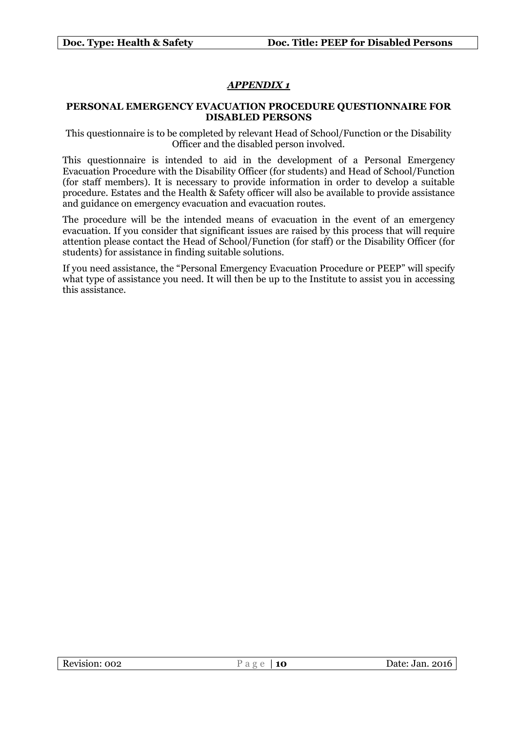## ***APPENDIX 1***

### PERSONAL EMERGENCY EVACUATION PROCEDURE QUESTIONNAIRE FOR DISABLED PERSONS

This questionnaire is to be completed by relevant Head of School/Function or the Disability Officer and the disabled person involved.

This questionnaire is intended to aid in the development of a Personal Emergency Evacuation Procedure with the Disability Officer (for students) and Head of School/Function (for staff members). It is necessary to provide information in order to develop a suitable procedure. Estates and the Health & Safety officer will also be available to provide assistance and guidance on emergency evacuation and evacuation routes.

The procedure will be the intended means of evacuation in the event of an emergency evacuation. If you consider that significant issues are raised by this process that will require attention please contact the Head of School/Function (for staff) or the Disability Officer (for students) for assistance in finding suitable solutions.

If you need assistance, the "Personal Emergency Evacuation Procedure or PEEP" will specify what type of assistance you need. It will then be up to the Institute to assist you in accessing this assistance.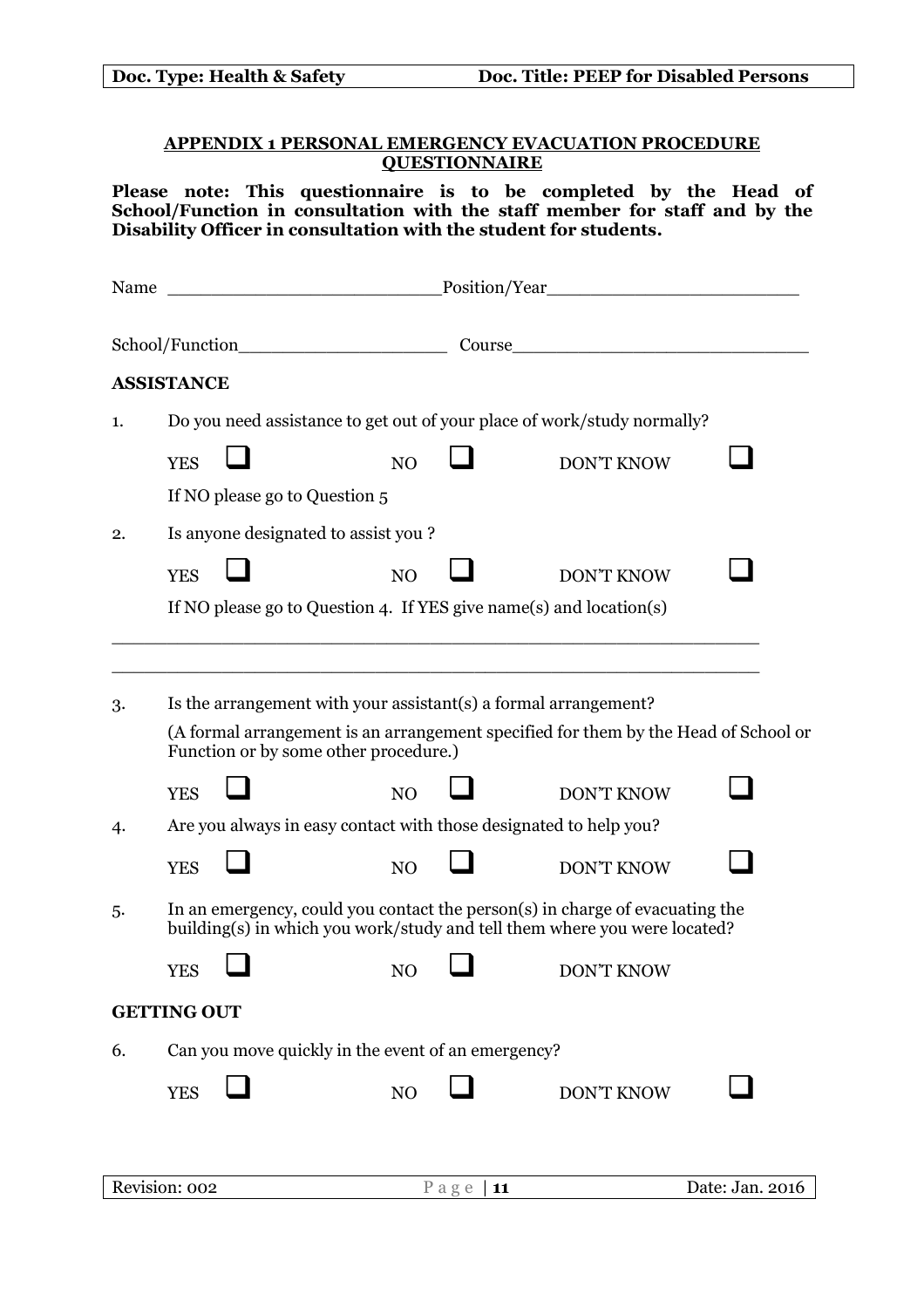## APPENDIX 1 PERSONAL EMERGENCY EVACUATION PROCEDURE QUESTIONNAIRE

**Please note: This questionnaire is to be completed by the Head of School/Function in consultation with the staff member for staff and by the Disability Officer in consultation with the student for students.**

Name ________________________Position/Year______________________

School/Function___________________ Course__________________________

### ASSISTANCE

1. Do you need assistance to get out of your place of work/study normally?

   YES ☐ NO ☐ DON'T KNOW ☐

   If NO please go to Question 5

2. Is anyone designated to assist you ?

   YES ☐ NO ☐ DON'T KNOW ☐

   If NO please go to Question 4. If YES give name(s) and location(s)

   ___________________________________________________________

   ___________________________________________________________

3. Is the arrangement with your assistant(s) a formal arrangement?

   (A formal arrangement is an arrangement specified for them by the Head of School or Function or by some other procedure.)

   YES ☐ NO ☐ DON'T KNOW ☐

4. Are you always in easy contact with those designated to help you?

   YES ☐ NO ☐ DON'T KNOW ☐

5. In an emergency, could you contact the person(s) in charge of evacuating the building(s) in which you work/study and tell them where you were located?

   YES ☐ NO ☐ DON'T KNOW

### GETTING OUT

6. Can you move quickly in the event of an emergency?

   YES ☐ NO ☐ DON'T KNOW ☐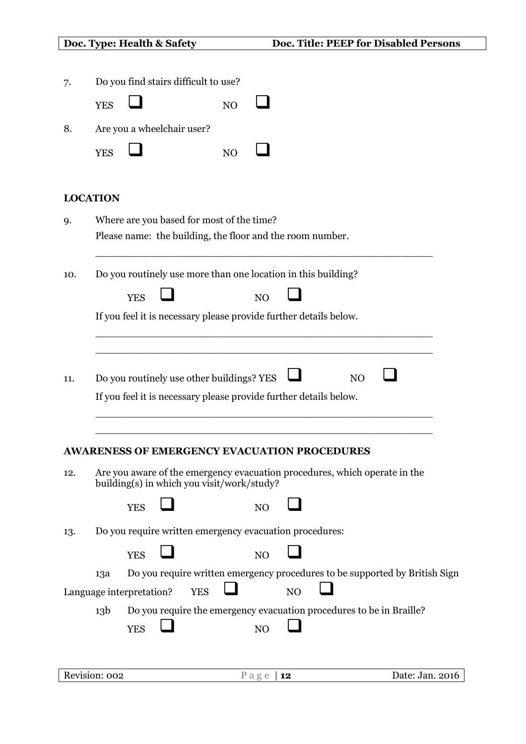7. Do you find stairs difficult to use?

   YES ❑ NO ❑

8. Are you a wheelchair user?

   YES ❑ NO ❑

## LOCATION

9. Where are you based for most of the time?

   Please name: the building, the floor and the room number.

   ______________________________________________________

10. Do you routinely use more than one location in this building?

    YES ❑ NO ❑

    If you feel it is necessary please provide further details below.

    ______________________________________________________

    ______________________________________________________

11. Do you routinely use other buildings? YES ❑ NO ❑

    If you feel it is necessary please provide further details below.

    ______________________________________________________

    ______________________________________________________

## AWARENESS OF EMERGENCY EVACUATION PROCEDURES

12. Are you aware of the emergency evacuation procedures, which operate in the building(s) in which you visit/work/study?

    YES ❑ NO ❑

13. Do you require written emergency evacuation procedures:

    YES ❑ NO ❑

    13a Do you require written emergency procedures to be supported by British Sign Language interpretation? YES ❑ NO ❑

    13b Do you require the emergency evacuation procedures to be in Braille?

    YES ❑ NO ❑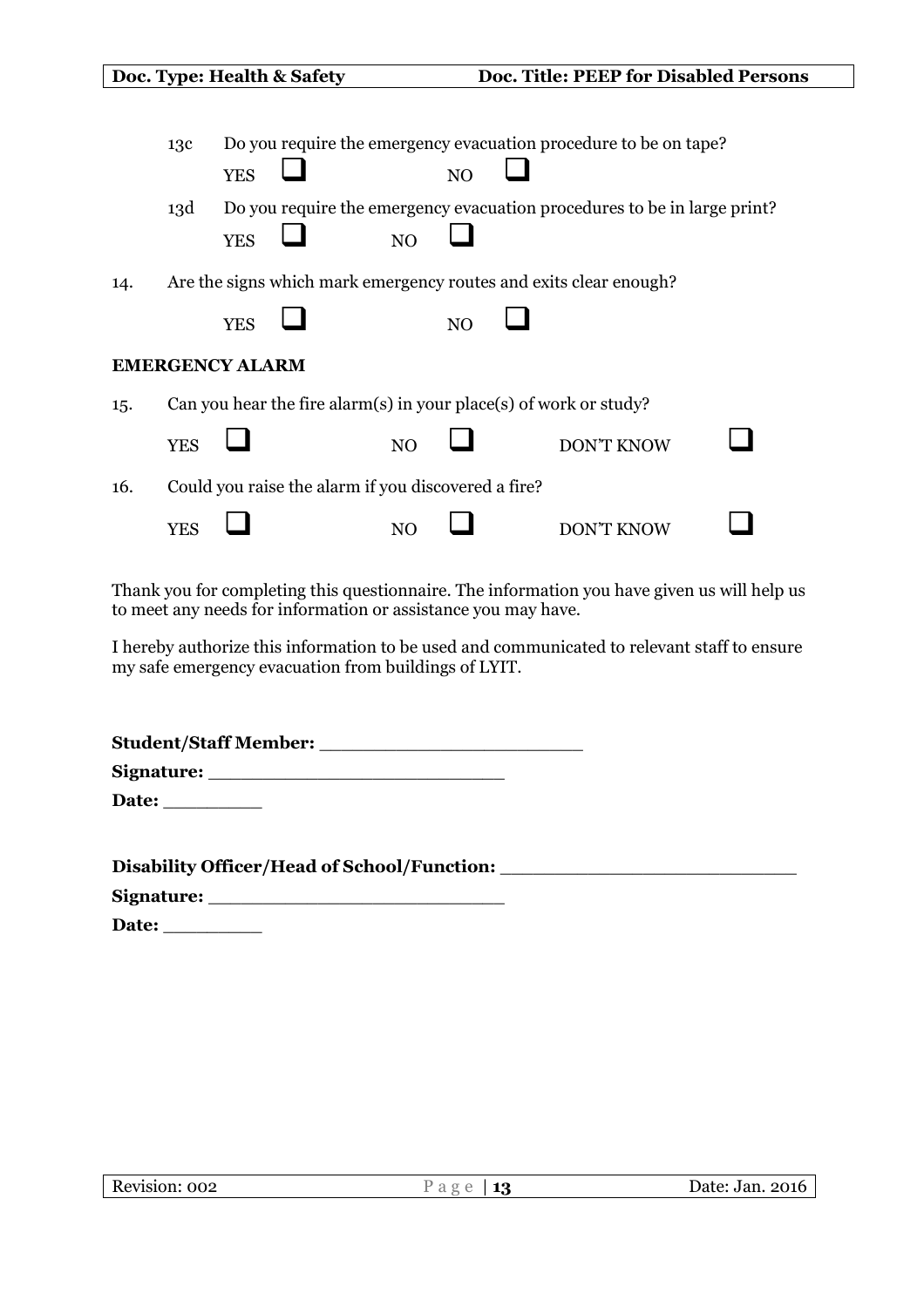13c Do you require the emergency evacuation procedure to be on tape?

YES ☐ NO ☐

13d Do you require the emergency evacuation procedures to be in large print?

YES ☐ NO ☐

14. Are the signs which mark emergency routes and exits clear enough?

YES ☐ NO ☐

**EMERGENCY ALARM**

15. Can you hear the fire alarm(s) in your place(s) of work or study?

YES ☐ NO ☐ DON'T KNOW ☐

16. Could you raise the alarm if you discovered a fire?

YES ☐ NO ☐ DON'T KNOW ☐

Thank you for completing this questionnaire. The information you have given us will help us to meet any needs for information or assistance you may have.

I hereby authorize this information to be used and communicated to relevant staff to ensure my safe emergency evacuation from buildings of LYIT.

**Student/Staff Member:** ______________________

**Signature:** ________________________

**Date:** ________

**Disability Officer/Head of School/Function:** ________________________

**Signature:** ________________________

**Date:** ________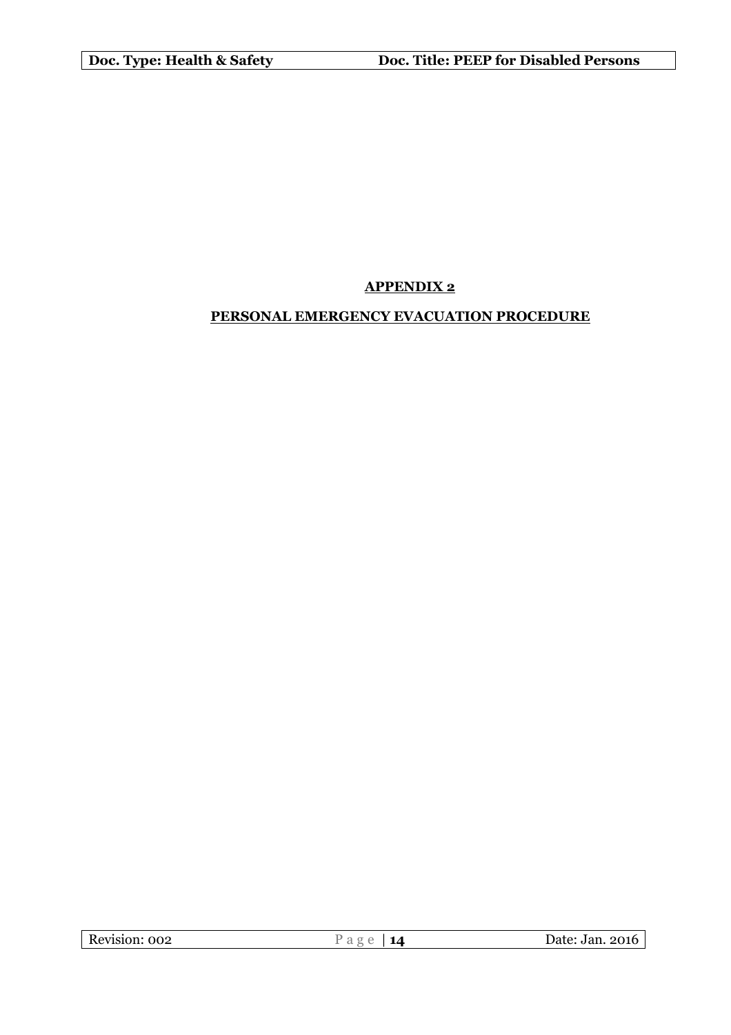## APPENDIX 2

## PERSONAL EMERGENCY EVACUATION PROCEDURE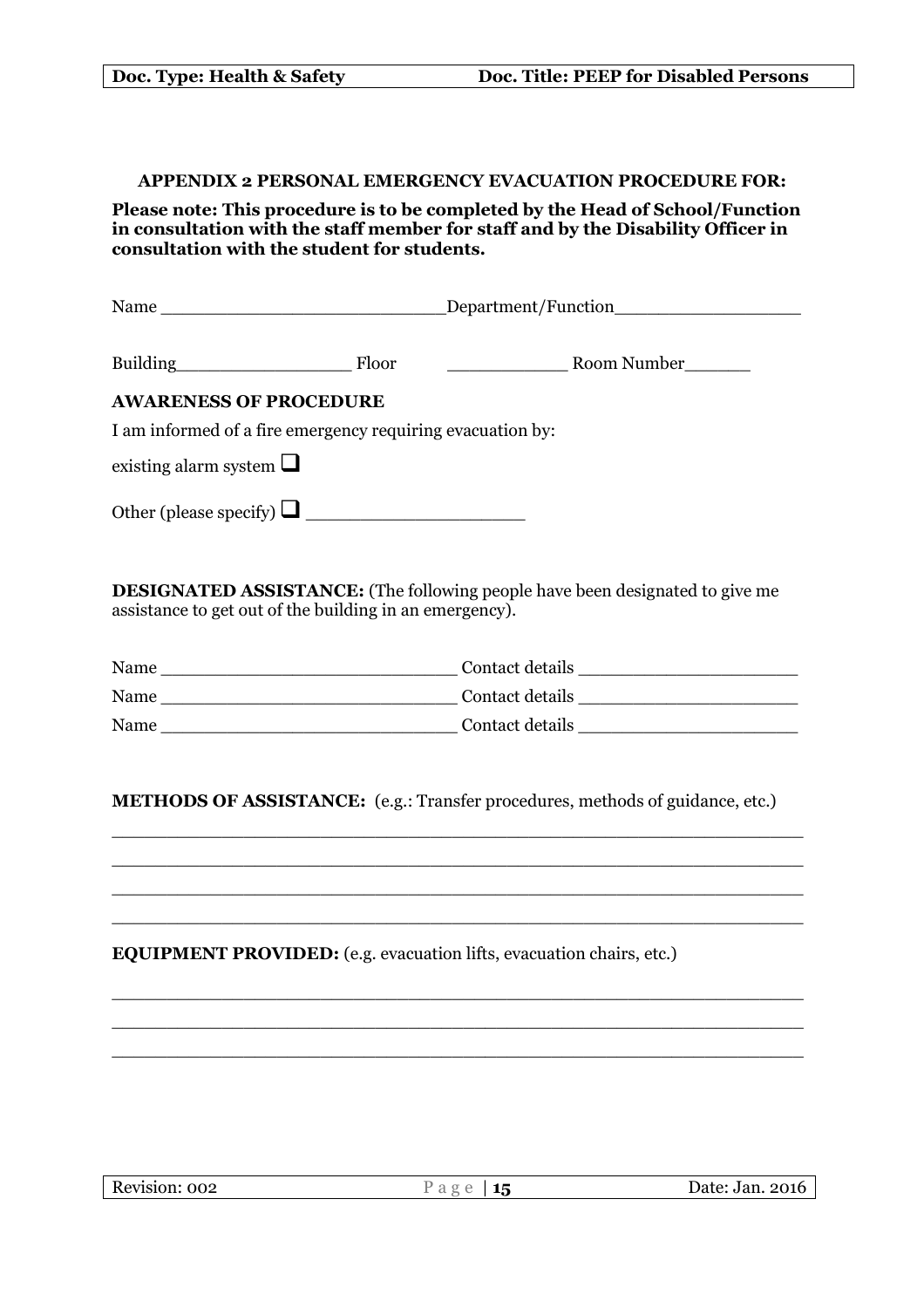**APPENDIX 2 PERSONAL EMERGENCY EVACUATION PROCEDURE FOR:**

**Please note: This procedure is to be completed by the Head of School/Function in consultation with the staff member for staff and by the Disability Officer in consultation with the student for students.**

Name ___________________________Department/Function_________________

Building_________________ Floor ___________ Room Number______

**AWARENESS OF PROCEDURE**

I am informed of a fire emergency requiring evacuation by:

existing alarm system ☐

Other (please specify) ☐ ____________________

**DESIGNATED ASSISTANCE:** (The following people have been designated to give me assistance to get out of the building in an emergency).

Name ____________________________ Contact details ____________________

Name ____________________________ Contact details ____________________

Name ____________________________ Contact details ____________________

**METHODS OF ASSISTANCE:** (e.g.: Transfer procedures, methods of guidance, etc.)

_______________________________________________________________

_______________________________________________________________

_______________________________________________________________

_______________________________________________________________

**EQUIPMENT PROVIDED:** (e.g. evacuation lifts, evacuation chairs, etc.)

_______________________________________________________________

_______________________________________________________________

_______________________________________________________________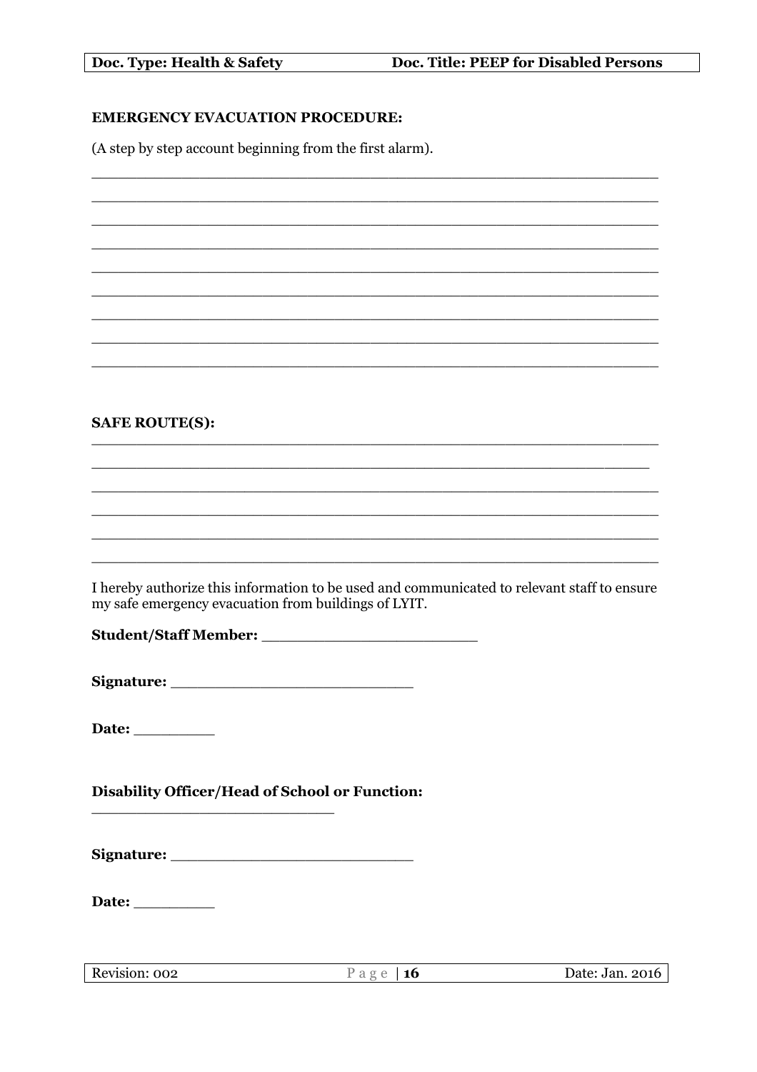**EMERGENCY EVACUATION PROCEDURE:**

(A step by step account beginning from the first alarm).

_______________________________________________________________

_______________________________________________________________

_______________________________________________________________

_______________________________________________________________

_______________________________________________________________

_______________________________________________________________

_______________________________________________________________

_______________________________________________________________

_______________________________________________________________

**SAFE ROUTE(S):**

_______________________________________________________________

_______________________________________________________________

_______________________________________________________________

_______________________________________________________________

_______________________________________________________________

_______________________________________________________________

I hereby authorize this information to be used and communicated to relevant staff to ensure my safe emergency evacuation from buildings of LYIT.

**Student/Staff Member:** ______________________

**Signature:** ________________________

**Date:** _________

**Disability Officer/Head of School or Function:**

_________________________

**Signature:** ________________________

**Date:** _________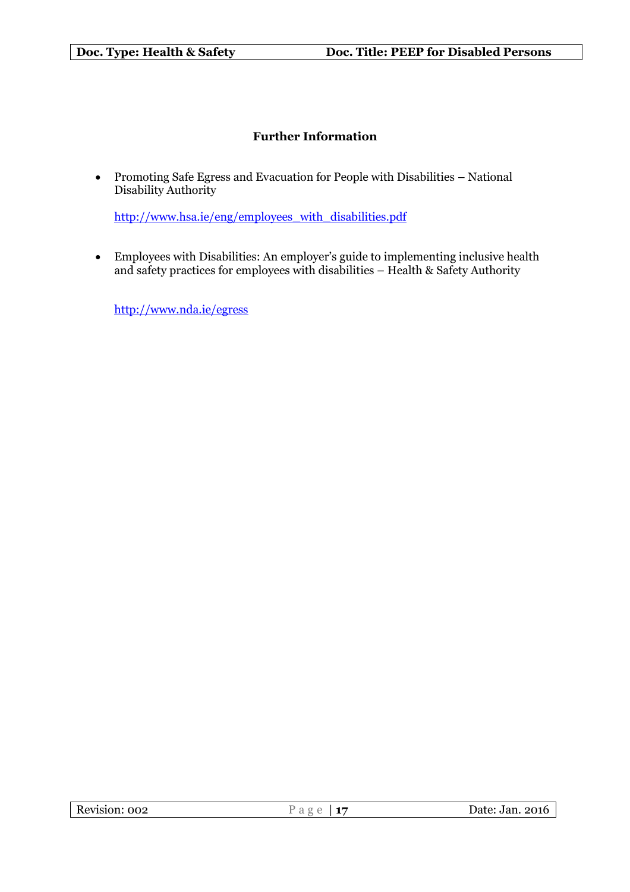## Further Information

- Promoting Safe Egress and Evacuation for People with Disabilities – National Disability Authority

  http://www.hsa.ie/eng/employees_with_disabilities.pdf

- Employees with Disabilities: An employer's guide to implementing inclusive health and safety practices for employees with disabilities – Health & Safety Authority

  http://www.nda.ie/egress